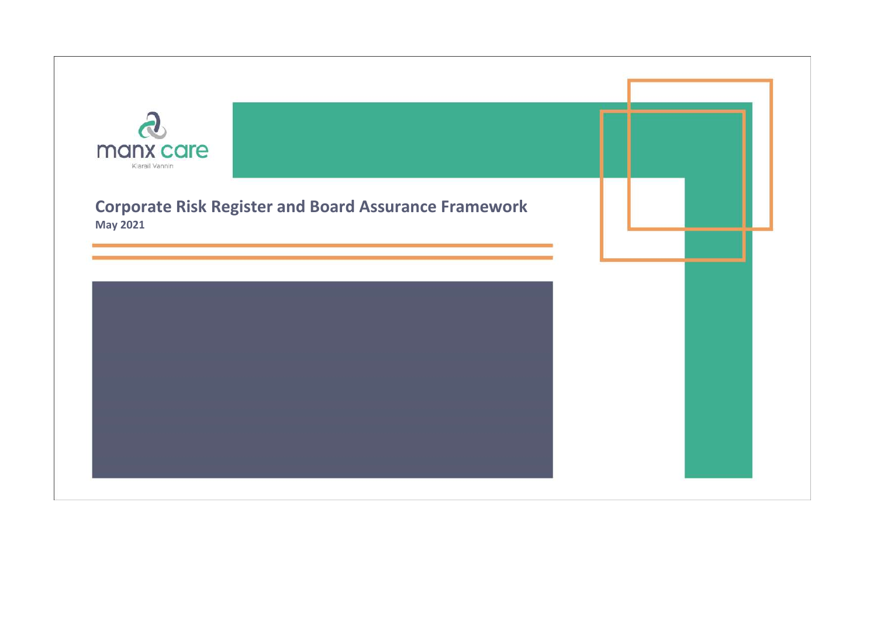manx care

Kiarail Vannin

# Corporate Risk Register and Board Assurance Framework

**May 2021**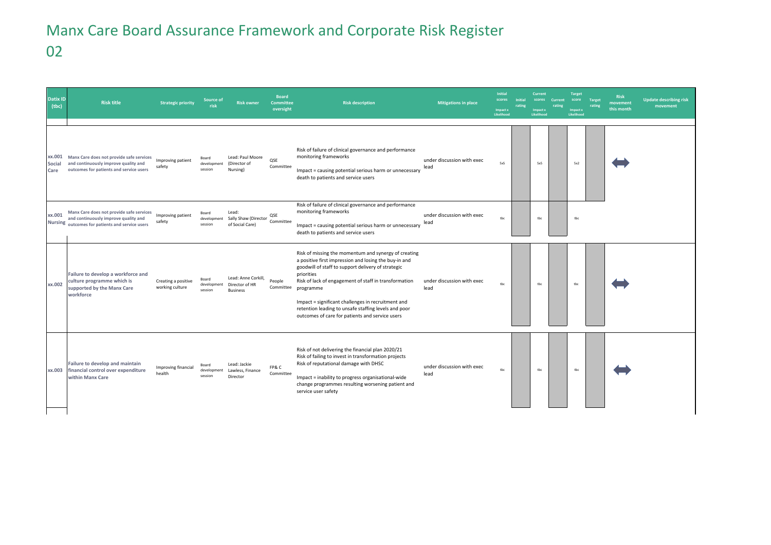# Manx Care Board Assurance Framework and Corporate Risk Register 02

| Datix ID (tbc) | Risk title | Strategic priority | Source of risk | Risk owner | Board Committee oversight | Risk description | Mitigations in place | Initial scores Impact x Likelihood | Initial rating | Current scores Impact x Likelihood | Current rating | Target score Impact x Likelihood | Target rating | Risk movement this month | Update describing risk movement |
|---|---|---|---|---|---|---|---|---|---|---|---|---|---|---|---|
| xx.001 Social Care | Manx Care does not provide safe services and continuously improve quality and outcomes for patients and service users | Improving patient safety | Board development session | Lead: Paul Moore (Director of Nursing) | QSE Committee | Risk of failure of clinical governance and performance monitoring frameworks<br><br>Impact = causing potential serious harm or unnecessary death to patients and service users | under discussion with exec lead | 5x5 | | 5x5 | | 5x2 | | ⟷ | |
| xx.001 Nursing | Manx Care does not provide safe services and continuously improve quality and outcomes for patients and service users | Improving patient safety | Board development session | Lead: Sally Shaw (Director of Social Care) | QSE Committee | Risk of failure of clinical governance and performance monitoring frameworks<br><br>Impact = causing potential serious harm or unnecessary death to patients and service users | under discussion with exec lead | tbc | | tbc | | tbc | | | |
| xx.002 | Failure to develop a workforce and culture programme which is supported by the Manx Care workforce | Creating a positive working culture | Board development session | Lead: Anne Corkill, Director of HR Business | People Committee | Risk of missing the momentum and synergy of creating a positive first impression and losing the buy-in and goodwill of staff to support delivery of strategic priorities<br>Risk of lack of engagement of staff in transformation programme<br><br>Impact = significant challenges in recruitment and retention leading to unsafe staffing levels and poor outcomes of care for patients and service users | under discussion with exec lead | tbc | | tbc | | tbc | | ⟷ | |
| xx.003 | Failure to develop and maintain financial control over expenditure within Manx Care | Improving financial health | Board development session | Lead: Jackie Lawless, Finance Director | FP& C Committee | Risk of not delivering the financial plan 2020/21<br>Risk of failing to invest in transformation projects<br>Risk of reputational damage with DHSC<br><br>Impact = inability to progress organisational-wide change programmes resulting worsening patient and service user safety | under discussion with exec lead | tbc | | tbc | | tbc | | ⟷ | |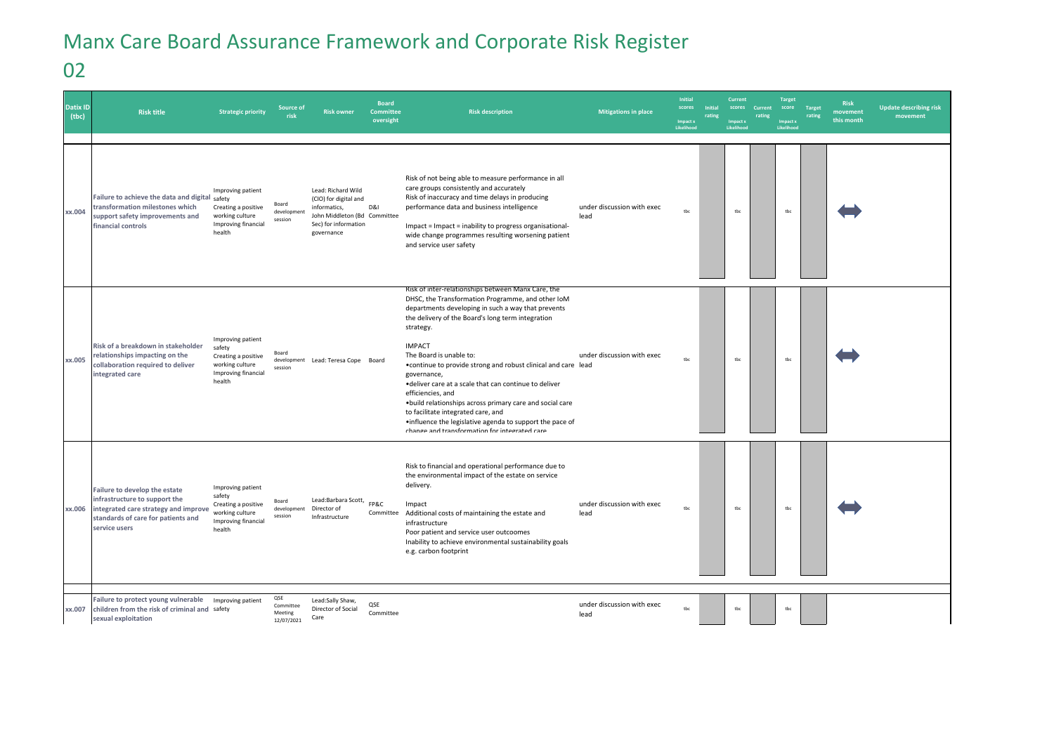# Manx Care Board Assurance Framework and Corporate Risk Register

## 02

| Datix ID (tbc) | Risk title | Strategic priority | Source of risk | Risk owner | Board Committee oversight | Risk description | Mitigations in place | Initial scores Impact x Likelihood | Initial rating | Current scores Impact x Likelihood | Current rating | Target score Impact x Likelihood | Target rating | Risk movement this month | Update describing risk movement |
|---|---|---|---|---|---|---|---|---|---|---|---|---|---|---|---|
| xx.004 | Failure to achieve the data and digital transformation milestones which support safety improvements and financial controls | Improving patient safety<br>Creating a positive working culture<br>Improving financial health | Board development session | Lead: Richard Wild (CIO) for digital and informatics, John Middleton (Bd Sec) for information governance | D&I Committee | Risk of not being able to measure performance in all care groups consistently and accurately<br>Risk of inaccuracy and time delays in producing performance data and business intelligence<br><br>Impact = Impact = inability to progress organisational-wide change programmes resulting worsening patient and service user safety | under discussion with exec lead | tbc | | tbc | | tbc | | ⬌ | |
| xx.005 | Risk of a breakdown in stakeholder relationships impacting on the collaboration required to deliver integrated care | Improving patient safety<br>Creating a positive working culture<br>Improving financial health | Board development session | Lead: Teresa Cope | Board | Risk of inter-relationships between Manx Care, the DHSC, the Transformation Programme, and other IoM departments developing in such a way that prevents the delivery of the Board's long term integration strategy.<br><br>IMPACT<br>The Board is unable to:<br>•continue to provide strong and robust clinical and care governance,<br>•deliver care at a scale that can continue to deliver efficiencies, and<br>•build relationships across primary care and social care to facilitate integrated care, and<br>•influence the legislative agenda to support the pace of change and transformation for integrated care | under discussion with exec lead | tbc | | tbc | | tbc | | ⬌ | |
| xx.006 | Failure to develop the estate infrastructure to support the integrated care strategy and improve standards of care for patients and service users | Improving patient safety<br>Creating a positive working culture<br>Improving financial health | Board development session | Lead:Barbara Scott, Director of Infrastructure | FP&C Committee | Risk to financial and operational performance due to the environmental impact of the estate on service delivery.<br><br>Impact<br>Additional costs of maintaining the estate and infrastructure<br>Poor patient and service user outcoomes<br>Inability to achieve environmental sustainability goals e.g. carbon footprint | under discussion with exec lead | tbc | | tbc | | tbc | | ⬌ | |
| xx.007 | Failure to protect young vulnerable children from the risk of criminal and sexual exploitation | Improving patient safety | QSE Committee Meeting 12/07/2021 | Lead:Sally Shaw, Director of Social Care | QSE Committee | | under discussion with exec lead | tbc | | tbc | | tbc | | | |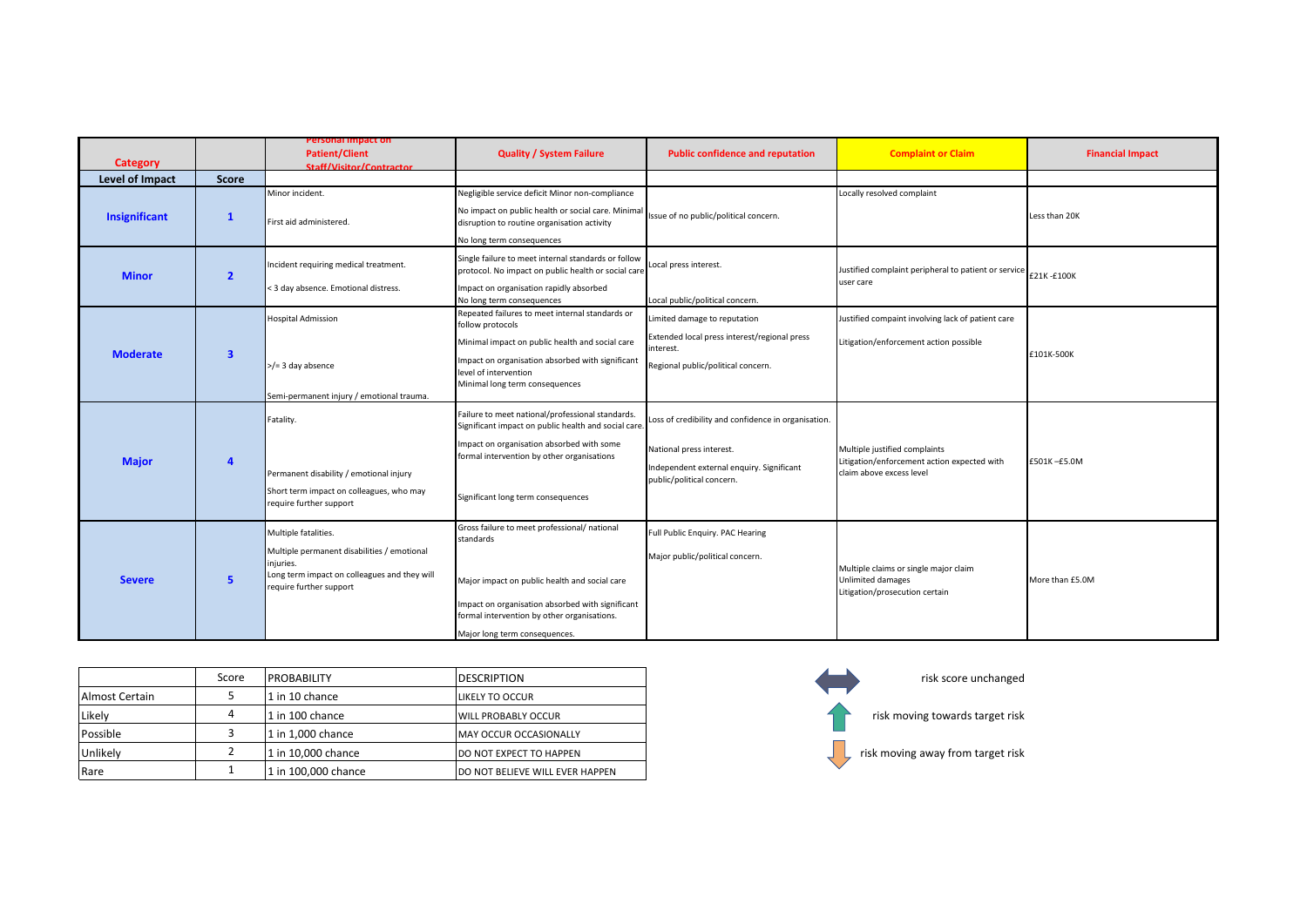| Category | | Personal impact on Patient/Client Staff/Visitor/Contractor | Quality / System Failure | Public confidence and reputation | Complaint or Claim | Financial Impact |
|---|---|---|---|---|---|---|
| **Level of Impact** | **Score** | | | | | |
| **Insignificant** | **1** | Minor incident.<br><br>First aid administered. | Negligible service deficit Minor non-compliance<br><br>No impact on public health or social care. Minimal disruption to routine organisation activity<br><br>No long term consequences | Issue of no public/political concern. | Locally resolved complaint | Less than 20K |
| **Minor** | **2** | Incident requiring medical treatment.<br><br>< 3 day absence. Emotional distress. | Single failure to meet internal standards or follow protocol. No impact on public health or social care<br><br>Impact on organisation rapidly absorbed<br>No long term consequences | Local press interest.<br><br>Local public/political concern. | Justified complaint peripheral to patient or service user care | £21K -£100K |
| **Moderate** | **3** | Hospital Admission<br><br>>/= 3 day absence<br><br>Semi-permanent injury / emotional trauma. | Repeated failures to meet internal standards or follow protocols<br><br>Minimal impact on public health and social care<br><br>Impact on organisation absorbed with significant level of intervention<br>Minimal long term consequences | Limited damage to reputation<br><br>Extended local press interest/regional press interest.<br><br>Regional public/political concern. | Justified compaint involving lack of patient care<br><br>Litigation/enforcement action possible | £101K-500K |
| **Major** | **4** | Fatality.<br><br>Permanent disability / emotional injury<br><br>Short term impact on colleagues, who may require further support | Failure to meet national/professional standards. Significant impact on public health and social care.<br><br>Impact on organisation absorbed with some formal intervention by other organisations<br><br>Significant long term consequences | Loss of credibility and confidence in organisation.<br><br>National press interest.<br><br>Independent external enquiry. Significant public/political concern. | Multiple justified complaints<br>Litigation/enforcement action expected with claim above excess level | £501K –£5.0M |
| **Severe** | **5** | Multiple fatalities.<br><br>Multiple permanent disabilities / emotional injuries.<br>Long term impact on colleagues and they will require further support | Gross failure to meet professional/ national standards<br><br>Major impact on public health and social care<br><br>Impact on organisation absorbed with significant formal intervention by other organisations.<br><br>Major long term consequences. | Full Public Enquiry. PAC Hearing<br><br>Major public/political concern. | Multiple claims or single major claim<br>Unlimited damages<br>Litigation/prosecution certain | More than £5.0M |

| | Score | PROBABILITY | DESCRIPTION |
|---|---|---|---|
| Almost Certain | 5 | 1 in 10 chance | LIKELY TO OCCUR |
| Likely | 4 | 1 in 100 chance | WILL PROBABLY OCCUR |
| Possible | 3 | 1 in 1,000 chance | MAY OCCUR OCCASIONALLY |
| Unlikely | 2 | 1 in 10,000 chance | DO NOT EXPECT TO HAPPEN |
| Rare | 1 | 1 in 100,000 chance | DO NOT BELIEVE WILL EVER HAPPEN |

↔ risk score unchanged

↑ risk moving towards target risk

↓ risk moving away from target risk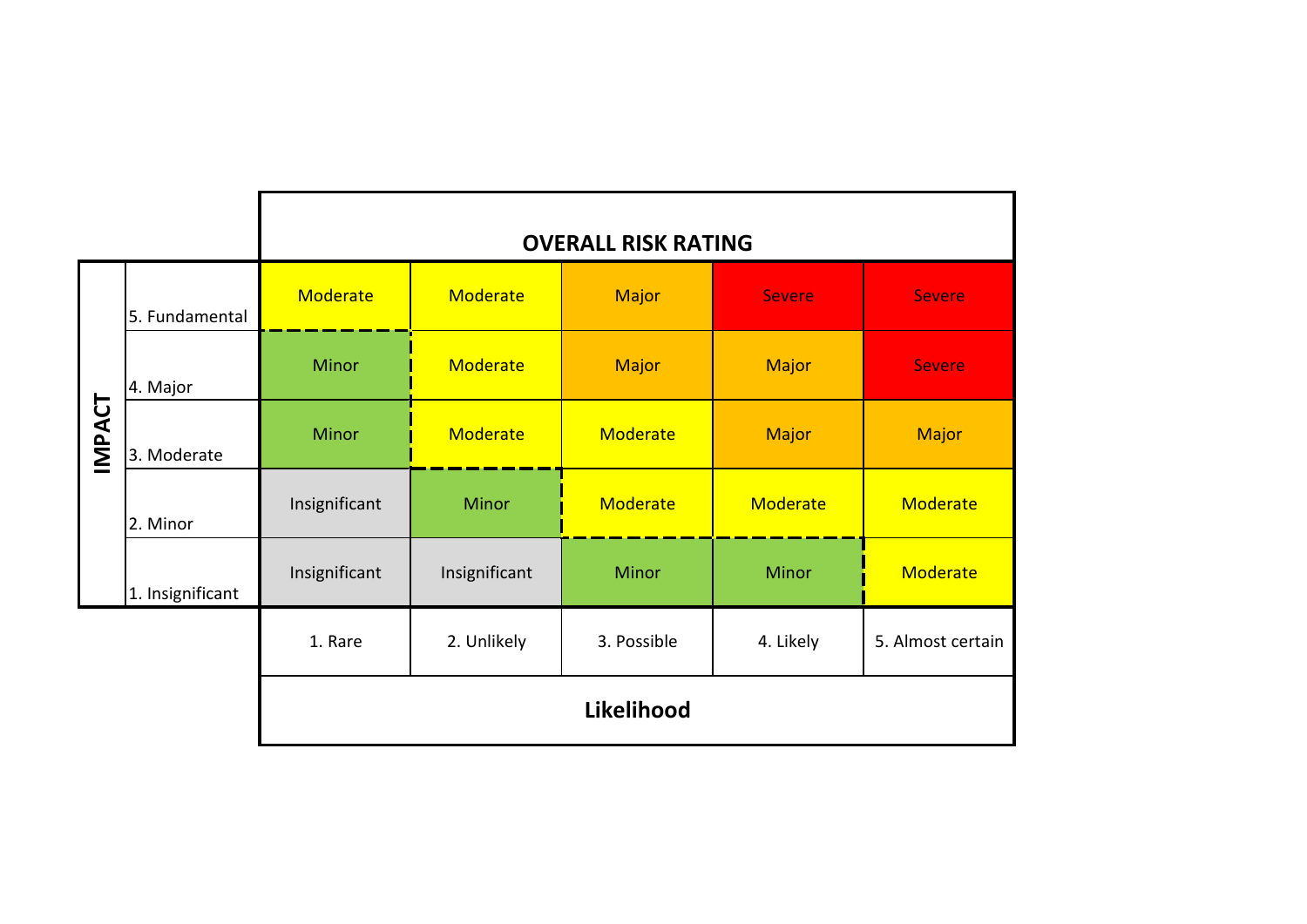**OVERALL RISK RATING**

| IMPACT | 1. Rare | 2. Unlikely | 3. Possible | 4. Likely | 5. Almost certain |
| --- | --- | --- | --- | --- | --- |
| 5. Fundamental | Moderate | Moderate | Major | Severe | Severe |
| 4. Major | Minor | Moderate | Major | Major | Severe |
| 3. Moderate | Minor | Moderate | Moderate | Major | Major |
| 2. Minor | Insignificant | Minor | Moderate | Moderate | Moderate |
| 1. Insignificant | Insignificant | Insignificant | Minor | Minor | Moderate |

**Likelihood**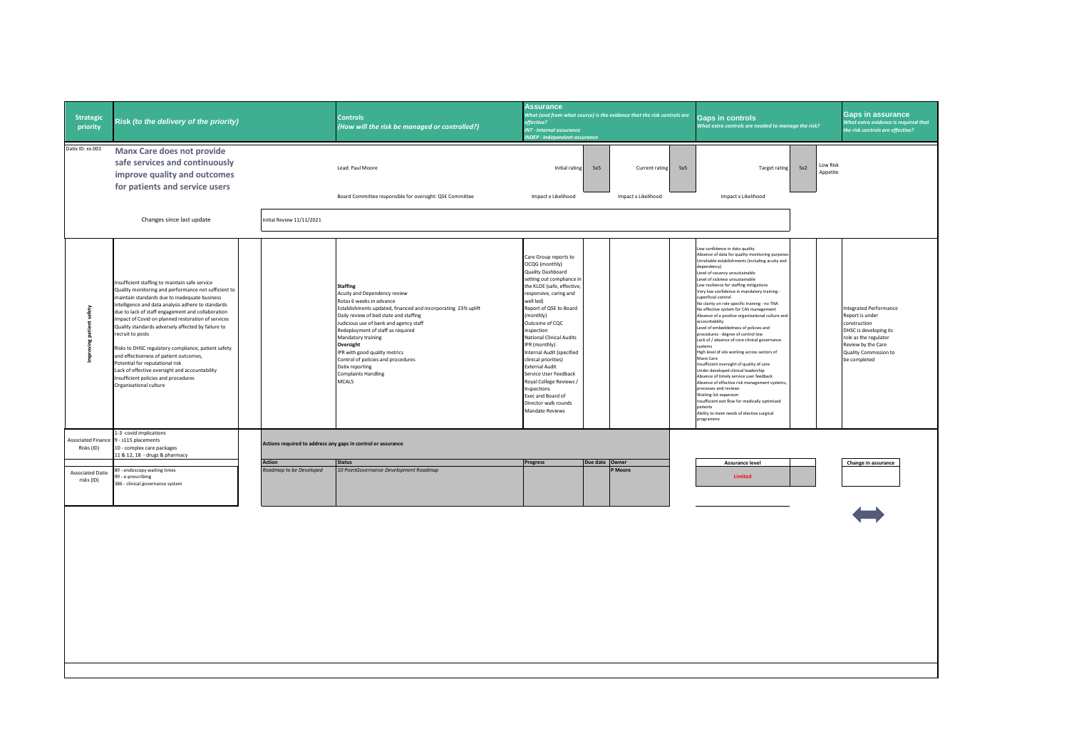| Strategic priority | Risk *(to the delivery of the priority)* | | Controls *(How will the risk be managed or controlled?)* | Assurance *What (and from what source) is the evidence that the risk controls are effective? INT - Internal assurance INDEP - Independent assurance* | | | | Gaps in controls *What extra controls are needed to manage the risk?* | | | Gaps in assurance *What extra evidence is required that the risk controls are effective?* |
|---|---|---|---|---|---|---|---|---|---|---|---|
| Datix ID: xx.001 | **Manx Care does not provide safe services and continuously improve quality and outcomes for patients and service users** | | Lead: Paul Moore<br><br>Board Committee responsible for oversight: QSE Committee | Initial rating<br><br>Impact x Likelihood | 5x5 | Current rating<br><br>Impact x Likelihood | 5x5 | Target rating<br><br>Impact x Likelihood | 5x2 | Low Risk Appetite | |
| | Changes since last update | Initial Review 11/11/2021 | | | | | | | | | |
| Improving patient safety | Insufficient staffing to maintain safe service<br>Quality monitoring and performance not sufficient to maintain standards due to inadequate business intelligence and data analysis adhere to standards due to lack of staff engagement and collaboration<br>Impact of Covid on planned restoration of services<br>Quality standards adversely affected by failure to recruit to posts<br><br>Risks to DHSC regulatory compliance, patient safety and effectiveness of patient outcomes,<br>Potential for reputational risk<br>Lack of effective oversight and accountability<br>Insufficient policies and procedures<br>Organisational culture | | **Staffing**<br>Acuity and Dependency review<br>Rotas 6 weeks in advance<br>Establishments updated, financed and incorporating 23% uplift<br>Daily review of bed state and staffing<br>Judicious use of bank and agency staff<br>Redeployment of staff as required<br>Mandatory training<br>**Oversight**<br>IPR with good quality metrics<br>Control of policies and procedures<br>Datix reporting<br>Complaints Handling<br>MCALS | Care Group reports to OCQG (monthly)<br>Quality Dashboard setting out compliance in the KLOE (safe, effective, responsive, caring and well led)<br>Report of QSE to Board (monthly)<br>Outcome of CQC inspection<br>National Clinical Audits<br>IPR (monthly)<br>Internal Audit (specified clinical priorities)<br>External Audit<br>Service User Feedback<br>Royal College Reviews / Inspections<br>Exec and Board of Director walk rounds<br>Mandate Reviews | | | | Low confidence in data quality<br>Absence of data for quality monitoring purposes<br>Unreliable establishments (including acuity and dependency)<br>Level of vacancy unsustainable<br>Level of sickness unsustainable<br>Low resilience for staffing mitigations<br>Very low confidence in mandatory training - superficial control<br>No clarity on role specific training - no TNA<br>No effective system for CAS management<br>Absence of a positive organisational culture and accountability<br>Level of embeddedness of policies and procedures - degree of control low<br>Lack of / absence of core clinical governance systems<br>High level of silo working across sectors of Manx Care<br>Insufficient oversight of quality of care<br>Under developed clinical leadership<br>Absence of timely service user feedback<br>Absence of effective risk management systems, processes and reviews<br>Waiting list expansion<br>Insufficient exit flow for medically optimised patients<br>Ability to meet needs of elective surgical programme | | | Integrated Performance Report is under construction<br>DHSC is developing its role as the regulator<br>Review by the Care Quality Commission to be completed |

| Associated Finance Risks (ID) | 1-3 -covid implications<br>9 - s115 placements<br>10 - complex care packages<br>11 & 12, 18 - drugs & pharmacy |
|---|---|
| Associated Datix risks (ID) | 89 - endoscopy waiting times<br>99 - e-prescribing<br>386 - clinical governance system |

**Actions required to address any gaps in control or assurance**

| Action | Status | Progress | Due date | Owner |
|---|---|---|---|---|
| *Roadmap to be Developed* | *10 PointGovernance Development Roadmap* | | | P Moore |

| Assurance level | |
|---|---|
| Limited | |

| Change in assurance |
|---|
| ⟷ |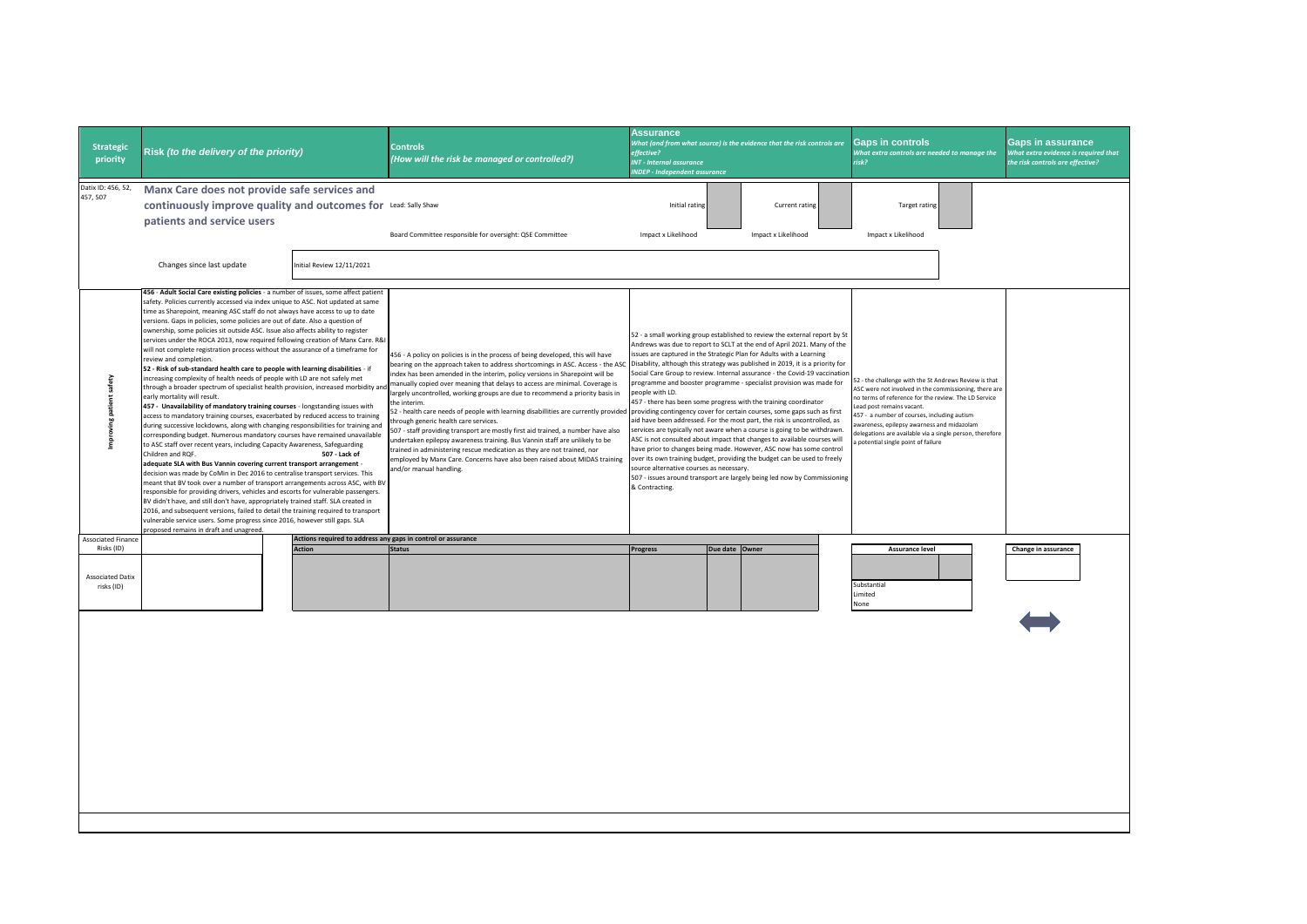| Strategic priority | Risk *(to the delivery of the priority)* | Controls *(How will the risk be managed or controlled?)* | Assurance *What (and from what source) is the evidence that the risk controls are effective? INT - Internal assurance INDEP - Independent assurance* | Gaps in controls *What extra controls are needed to manage the risk?* | Gaps in assurance *What extra evidence is required that the risk controls are effective?* |
|---|---|---|---|---|---|
| Datix ID: 456, 52, 457, 507 | **Manx Care does not provide safe services and continuously improve quality and outcomes for patients and service users** | Lead: Sally Shaw<br><br>Board Committee responsible for oversight: QSE Committee | Initial rating: Impact x Likelihood<br><br>Current rating: Impact x Likelihood | Target rating: Impact x Likelihood | |
| | Changes since last update: Initial Review 12/11/2021 | | | | |
| Improving patient safety | **456 - Adult Social Care existing policies** - a number of issues, some affect patient safety. Policies currently accessed via index unique to ASC. Not updated at same time as Sharepoint, meaning ASC staff do not always have access to up to date versions. Gaps in policies, some policies are out of date. Also a question of ownership, some policies sit outside ASC. Issue also affects ability to register services under the ROCA 2013, now required following creation of Manx Care. R&I will not complete registration process without the assurance of a timeframe for review and completion.<br>**52 - Risk of sub-standard health care to people with learning disabilities** - if increasing complexity of health needs of people with LD are not safely met through a broader spectrum of specialist health provision, increased morbidity and early mortality will result.<br>**457 - Unavailability of mandatory training courses** - longstanding issues with access to mandatory training courses, exacerbated by reduced access to training during successive lockdowns, along with changing responsibilities for training and corresponding budget. Numerous mandatory courses have remained unavailable to ASC staff over recent years, including Capacity Awareness, Safeguarding Children and RQF.<br>**507 - Lack of adequate SLA with Bus Vannin covering current transport arrangement** - decision was made by CoMin in Dec 2016 to centralise transport services. This meant that BV took over a number of transport arrangements across ASC, with BV responsible for providing drivers, vehicles and escorts for vulnerable passengers. BV didn't have, and still don't have, appropriately trained staff. SLA created in 2016, and subsequent versions, failed to detail the training required to transport vulnerable service users. Some progress since 2016, however still gaps. SLA proposed remains in draft and unagreed. | 456 - A policy on policies is in the process of being developed, this will have bearing on the approach taken to address shortcomings in ASC. Access - the ASC index has been amended in the interim, policy versions in Sharepoint will be manually copied over meaning that delays to access are minimal. Coverage is largely uncontrolled, working groups are due to recommend a priority basis in the interim.<br>52 - health care needs of people with learning disabilities are currently provided through generic health care services.<br>507 - staff providing transport are mostly first aid trained, a number have also undertaken epilepsy awareness training. Bus Vannin staff are unlikely to be trained in administering rescue medication as they are not trained, nor employed by Manx Care. Concerns have also been raised about MIDAS training and/or manual handling. | 52 - a small working group established to review the external report by St Andrews was due to report to SCLT at the end of April 2021. Many of the issues are captured in the Strategic Plan for Adults with a Learning Disability, although this strategy was published in 2019, it is a priority for Social Care Group to review. Internal assurance - the Covid-19 vaccination programme and booster programme - specialist provision was made for people with LD.<br>457 - there has been some progress with the training coordinator providing contingency cover for certain courses, some gaps such as first aid have been addressed. For the most part, the risk is uncontrolled, as services are typically not aware when a course is going to be withdrawn. ASC is not consulted about impact that changes to available courses will have prior to changes being made. However, ASC now has some control over its own training budget, providing the budget can be used to freely source alternative courses as necessary.<br>507 - issues around transport are largely being led now by Commissioning & Contracting. | 52 - the challenge with the St Andrews Review is that ASC were not involved in the commissioning, there are no terms of reference for the review. The LD Service Lead post remains vacant.<br>457 - a number of courses, including autism awareness, epilepsy awarness and midazolam delegations are available via a single person, therefore a potential single point of failure | |

| Associated Finance Risks (ID) | Actions required to address any gaps in control or assurance | | | | | Assurance level | Change in assurance |
|---|---|---|---|---|---|---|---|
| | **Action** | **Status** | **Progress** | **Due date** | **Owner** | | |
| Associated Datix risks (ID) | | | | | | Substantial<br>Limited<br>None | ⟷ |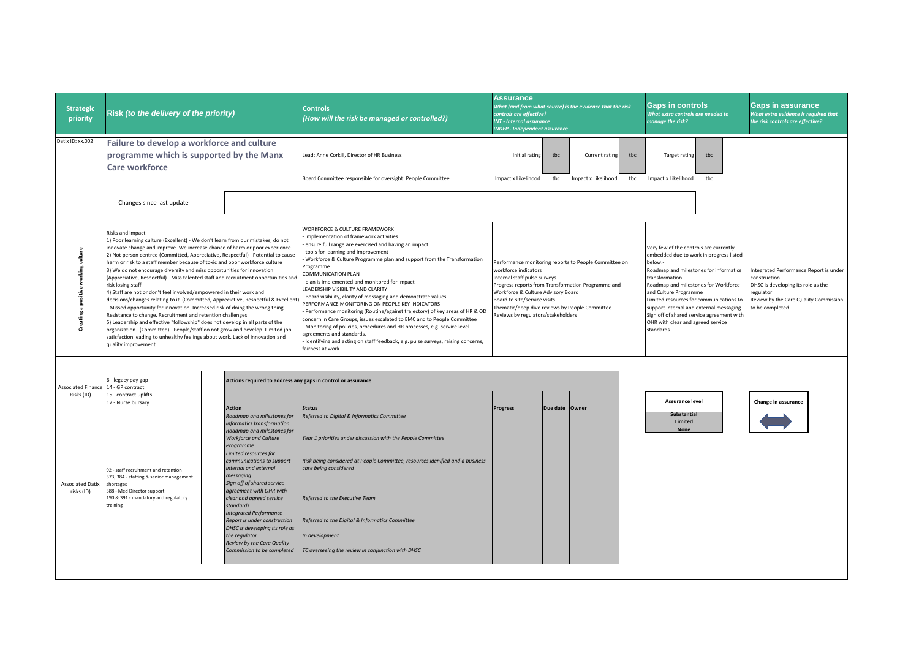| Strategic priority | Risk *(to the delivery of the priority)* | Controls *(How will the risk be managed or controlled?)* | Assurance *What (and from what source) is the evidence that the risk controls are effective? INT - Internal assurance INDEP - Independent assurance* | Gaps in controls *What extra controls are needed to manage the risk?* | Gaps in assurance *What extra evidence is required that the risk controls are effective?* |
|---|---|---|---|---|---|
| Datix ID: xx.002 | **Failure to develop a workforce and culture programme which is supported by the Manx Care workforce** | Lead: Anne Corkill, Director of HR Business | Initial rating: tbc; Current rating: tbc | Target rating: tbc | |
| | | Board Committee responsible for oversight: People Committee | Impact x Likelihood: tbc; Impact x Likelihood: tbc | Impact x Likelihood: tbc | |
| | Changes since last update | | | | |
| Creating a positive working culture | Risks and impact<br>1) Poor learning culture (Excellent) - We don't learn from our mistakes, do not innovate change and improve. We increase chance of harm or poor experience.<br>2) Not person centred (Committed, Appreciative, Respectful) - Potential to cause harm or risk to a staff member because of toxic and poor workforce culture<br>3) We do not encourage diversity and miss opportunities for innovation (Appreciative, Respectful) - Miss talented staff and recruitment opportunities and risk losing staff<br>4) Staff are not or don't feel involved/empowered in their work and decisions/changes relating to it. (Committed, Appreciative, Respectful & Excellent) - Missed opportunity for innovation. Increased risk of doing the wrong thing. Resistance to change. Recruitment and retention challenges<br>5) Leadership and effective "followship" does not develop in all parts of the organization. (Committed) - People/staff do not grow and develop. Limited job satisfaction leading to unhealthy feelings about work. Lack of innovation and quality improvement | WORKFORCE & CULTURE FRAMEWORK<br>- implementation of framework activities<br>- ensure full range are exercised and having an impact<br>- tools for learning and improvement<br>- Workforce & Culture Programme plan and support from the Transformation Programme<br>COMMUNICATION PLAN<br>- plan is implemented and monitored for impact<br>LEADERSHIP VISIBILITY AND CLARITY<br>- Board visibility, clarity of messaging and demonstrate values<br>PERFORMANCE MONITORING ON PEOPLE KEY INDICATORS<br>- Performance monitoring (Routine/against trajectory) of key areas of HR & OD concern in Care Groups, issues escalated to EMC and to People Committee<br>- Monitoring of policies, procedures and HR processes, e.g. service level agreements and standards.<br>- Identifying and acting on staff feedback, e.g. pulse surveys, raising concerns, fairness at work | Performance monitoring reports to People Committee on workforce indicators<br>Internal staff pulse surveys<br>Progress reports from Transformation Programme and Workforce & Culture Advisory Board<br>Board to site/service visits<br>Thematic/deep dive reviews by People Committee<br>Reviews by regulators/stakeholders | Very few of the controls are currently embedded due to work in progress listed below:-<br>Roadmap and milestones for informatics transformation<br>Roadmap and milestones for Workforce and Culture Programme<br>Limited resources for communications to support internal and external messaging<br>Sign off of shared service agreement with OHR with clear and agreed service standards | Integrated Performance Report is under construction<br>DHSC is developing its role as the regulator<br>Review by the Care Quality Commission to be completed |

**Associated Finance Risks (ID):** 6 - legacy pay gap; 14 - GP contract; 15 - contract uplifts; 17 - Nurse bursary

**Associated Datix risks (ID):** 92 - staff recruitment and retention; 373, 384 - staffing & senior management shortages; 388 - Med Director support; 190 & 391 - mandatory and regulatory training

**Actions required to address any gaps in control or assurance**

| Action | Status | Progress | Due date | Owner |
|---|---|---|---|---|
| *Roadmap and milestones for informatics transformation* | *Referred to Digital & Informatics Committee* | | | |
| *Roadmap and milestones for Workforce and Culture Programme* | *Year 1 priorities under discussion with the People Committee* | | | |
| *Limited resources for communications to support internal and external messaging* | *Risk being considered at People Committee, resources idenified and a business case being considered* | | | |
| *Sign off of shared service agreement with OHR with clear and agreed service standards* | *Referred to the Executive Team* | | | |
| *Integrated Performance Report is under construction* | *Referred to the Digital & Informatics Committee* | | | |
| *DHSC is developing its role as the regulator* | *In development* | | | |
| *Review by the Care Quality Commission to be completed* | *TC overseeing the review in conjunction with DHSC* | | | |

**Assurance level**
- Substantial
- Limited
- None

**Change in assurance**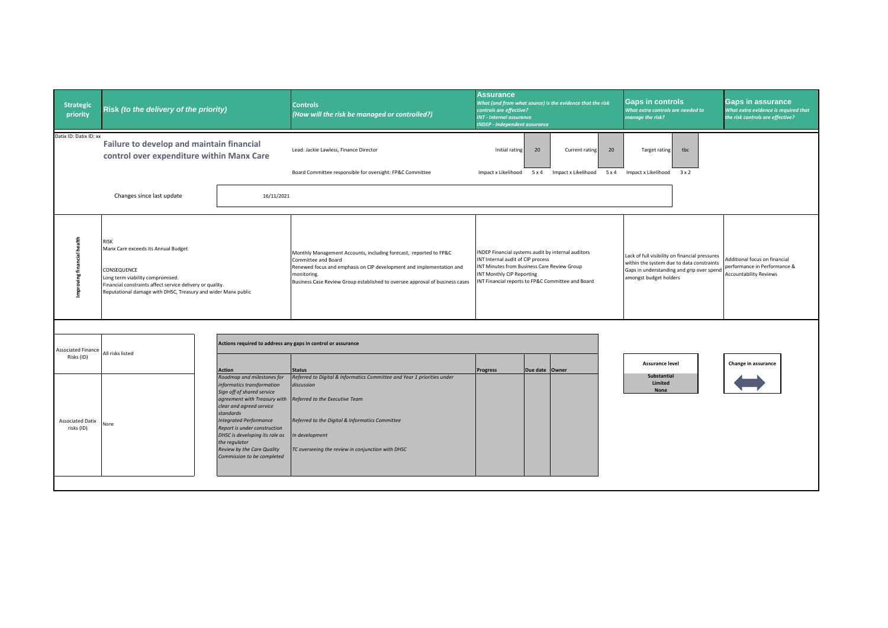| Strategic priority | Risk *(to the delivery of the priority)* | Controls *(How will the risk be managed or controlled?)* | Assurance *What (and from what source) is the evidence that the risk controls are effective? INT - Internal assurance INDEP - Independent assurance* | Gaps in controls *What extra controls are needed to manage the risk?* | Gaps in assurance *What extra evidence is required that the risk controls are effective?* |
|---|---|---|---|---|---|
| Datix ID: Datix ID: xx | **Failure to develop and maintain financial control over expenditure within Manx Care** | Lead: Jackie Lawless, Finance Director<br><br>Board Committee responsible for oversight: FP&C Committee | Initial rating: 20 — Impact x Likelihood: 5 x 4<br>Current rating: 20 — Impact x Likelihood: 5 x 4 | Target rating: tbc — Impact x Likelihood: 3 x 2 | |
| | Changes since last update: 16/11/2021 | | | | |
| Improving financial health | RISK<br>Manx Care exceeds its Annual Budget<br><br>CONSEQUENCE<br>Long term viability compromised.<br>Financial constraints affect service delivery or quality.<br>Reputational damage with DHSC, Treasury and wider Manx public | Monthly Management Accounts, including forecast, reported to FP&C Committee and Board<br>Renewed focus and emphasis on CIP development and implementation and monitoring.<br>Business Case Review Group established to oversee approval of business cases | INDEP Financial systems audit by internal auditors<br>INT Internal audit of CIP process<br>INT Minutes from Business Care Review Group<br>INT Monthly CIP Reporting<br>INT Financial reports to FP&C Committee and Board | Lack of full visibility on financial pressures within the system due to data constraints<br>Gaps in understanding and grip over spend amongst budget holders | Additional focus on financial performance in Performance & Accountability Reviews |

| Associated Finance Risks (ID) | All risks listed |
|---|---|
| Associated Datix risks (ID) | None |

**Actions required to address any gaps in control or assurance**

| Action | Status | Progress | Due date | Owner |
|---|---|---|---|---|
| *Roadmap and milestones for informatics transformation* | *Referred to Digital & Informatics Committee and Year 1 priorities under discussion* | | | |
| *Sign off of shared service agreement with Treasury with clear and agreed service standards* | *Referred to the Executive Team* | | | |
| *Integrated Performance Report is under construction* | *Referred to the Digital & Informatics Committee* | | | |
| *DHSC is developing its role as the regulator* | *In development* | | | |
| *Review by the Care Quality Commission to be completed* | *TC overseeing the review in conjunction with DHSC* | | | |

| Assurance level |
|---|
| Substantial |
| Limited |
| None |

| Change in assurance |
|---|
| ↔ |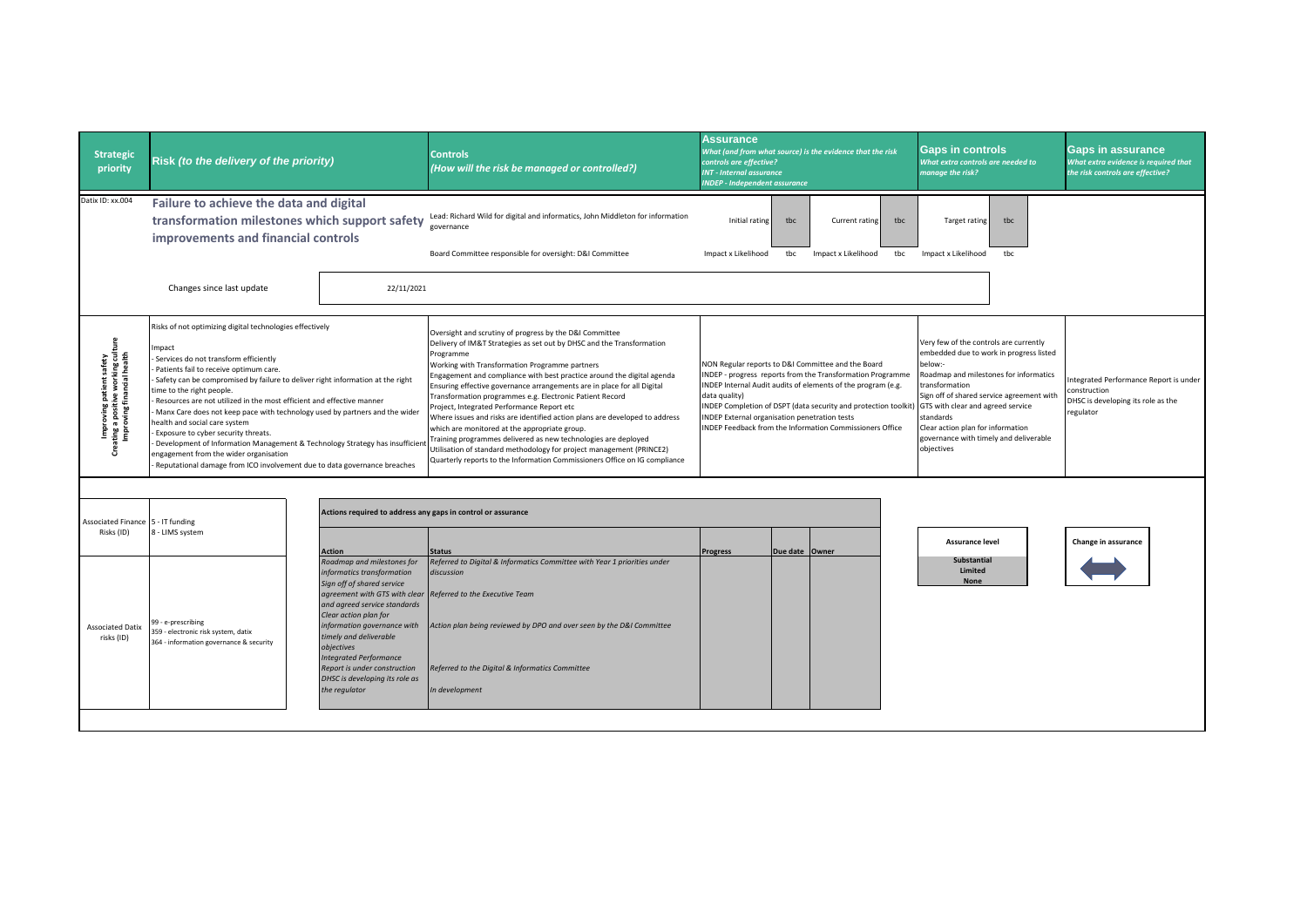| Strategic priority | Risk (to the delivery of the priority) | Controls (How will the risk be managed or controlled?) | Assurance What (and from what source) is the evidence that the risk controls are effective? INT - Internal assurance INDEP - Independent assurance | Gaps in controls What extra controls are needed to manage the risk? | Gaps in assurance What extra evidence is required that the risk controls are effective? |
|---|---|---|---|---|---|
| Datix ID: xx.004 | **Failure to achieve the data and digital transformation milestones which support safety improvements and financial controls** | Lead: Richard Wild for digital and informatics, John Middleton for information governance<br><br>Board Committee responsible for oversight: D&I Committee | Initial rating: tbc; Current rating: tbc<br>Impact x Likelihood: tbc; Impact x Likelihood: tbc | Target rating: tbc<br>Impact x Likelihood: tbc | |
| | Changes since last update: 22/11/2021 | | | | |
| Improving patient safety<br>Creating a positive working culture<br>Improving financial health | Risks of not optimizing digital technologies effectively<br><br>Impact<br>- Services do not transform efficiently<br>- Patients fail to receive optimum care.<br>- Safety can be compromised by failure to deliver right information at the right time to the right people.<br>- Resources are not utilized in the most efficient and effective manner<br>- Manx Care does not keep pace with technology used by partners and the wider health and social care system<br>- Exposure to cyber security threats.<br>- Development of Information Management & Technology Strategy has insufficient engagement from the wider organisation<br>- Reputational damage from ICO involvement due to data governance breaches | Oversight and scrutiny of progress by the D&I Committee<br>Delivery of IM&T Strategies as set out by DHSC and the Transformation Programme<br>Working with Transformation Programme partners<br>Engagement and compliance with best practice around the digital agenda<br>Ensuring effective governance arrangements are in place for all Digital Transformation programmes e.g. Electronic Patient Record<br>Project, Integrated Performance Report etc<br>Where issues and risks are identified action plans are developed to address which are monitored at the appropriate group.<br>Training programmes delivered as new technologies are deployed<br>Utilisation of standard methodology for project management (PRINCE2)<br>Quarterly reports to the Information Commissioners Office on IG compliance | NON Regular reports to D&I Committee and the Board<br>INDEP - progress reports from the Transformation Programme<br>INDEP Internal Audit audits of elements of the program (e.g. data quality)<br>INDEP Completion of DSPT (data security and protection toolkit)<br>INDEP External organisation penetration tests<br>INDEP Feedback from the Information Commissioners Office | Very few of the controls are currently embedded due to work in progress listed below:-<br>Roadmap and milestones for informatics transformation<br>Sign off of shared service agreement with GTS with clear and agreed service standards<br>Clear action plan for information governance with timely and deliverable objectives | Integrated Performance Report is under construction<br>DHSC is developing its role as the regulator |

| Associated Finance Risks (ID) | 5 - IT funding<br>8 - LIMS system |
|---|---|
| Associated Datix risks (ID) | 99 - e-prescribing<br>359 - electronic risk system, datix<br>364 - information governance & security |

**Actions required to address any gaps in control or assurance**

| Action | Status | Progress | Due date | Owner |
|---|---|---|---|---|
| *Roadmap and milestones for informatics transformation* | *Referred to Digital & Informatics Committee with Year 1 priorities under discussion* | | | |
| *Sign off of shared service agreement with GTS with clear and agreed service standards* | *Referred to the Executive Team* | | | |
| *Clear action plan for information governance with timely and deliverable objectives* | *Action plan being reviewed by DPO and over seen by the D&I Committee* | | | |
| *Integrated Performance Report is under construction* | *Referred to the Digital & Informatics Committee* | | | |
| *DHSC is developing its role as the regulator* | *In development* | | | |

| Assurance level |
|---|
| Substantial |
| Limited |
| None |

| Change in assurance |
|---|
| ↔ |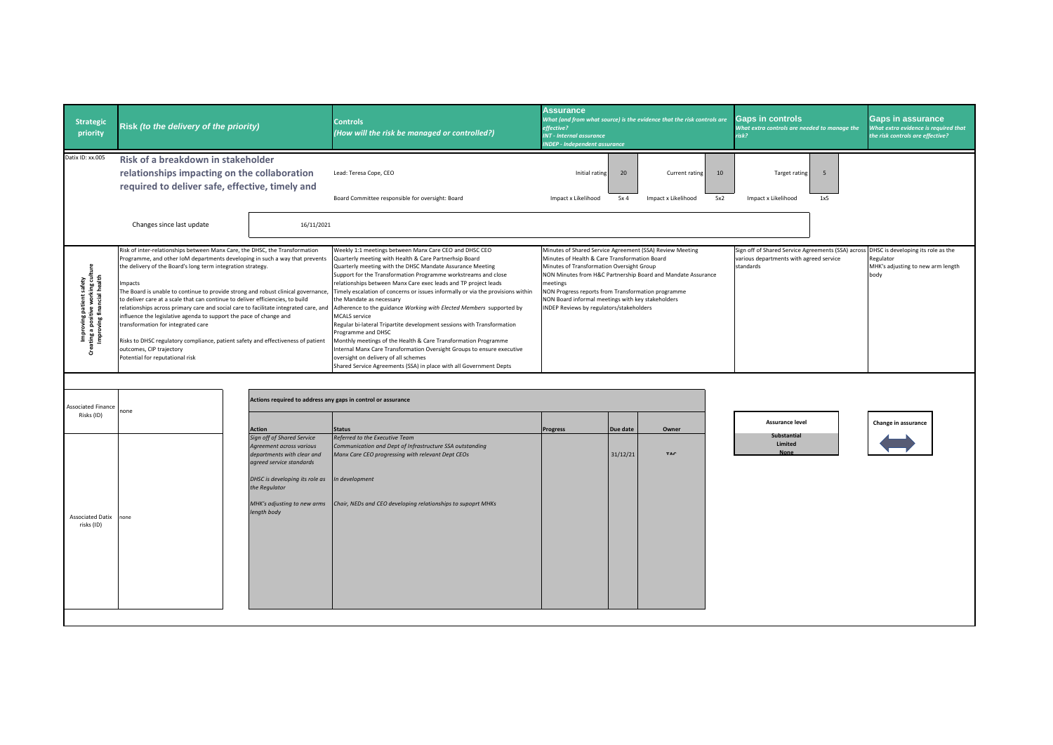| Strategic priority | Risk *(to the delivery of the priority)* | Controls *(How will the risk be managed or controlled?)* | Assurance *What (and from what source) is the evidence that the risk controls are effective? INT - Internal assurance INDEP - Independent assurance* | Gaps in controls *What extra controls are needed to manage the risk?* | Gaps in assurance *What extra evidence is required that the risk controls are effective?* |
|---|---|---|---|---|---|
| Datix ID: xx.005 | **Risk of a breakdown in stakeholder relationships impacting on the collaboration required to deliver safe, effective, timely and** | Lead: Teresa Cope, CEO<br><br>Board Committee responsible for oversight: Board | Initial rating 20 (Impact x Likelihood 5x 4)<br>Current rating 10 (Impact x Likelihood 5x2) | Target rating 5 (Impact x Likelihood 1x5) | |
| | Changes since last update 16/11/2021 | | | | |
| Improving patient safety<br>Creating a positive working culture<br>Improving financial health | Risk of inter-relationships between Manx Care, the DHSC, the Transformation Programme, and other IoM departments developing in such a way that prevents the delivery of the Board's long term integration strategy.<br><br>Impacts<br>The Board is unable to continue to provide strong and robust clinical governance, to deliver care at a scale that can continue to deliver efficiencies, to build relationships across primary care and social care to facilitate integrated care, and influence the legislative agenda to support the pace of change and transformation for integrated care<br><br>Risks to DHSC regulatory compliance, patient safety and effectiveness of patient outcomes, CIP trajectory<br>Potential for reputational risk | Weekly 1:1 meetings between Manx Care CEO and DHSC CEO<br>Quarterly meeting with Health & Care Partnerhsip Board<br>Quarterly meeting with the DHSC Mandate Assurance Meeting<br>Support for the Transformation Programme workstreams and close relationships between Manx Care exec leads and TP project leads<br>Timely escalation of concerns or issues informally or via the provisions within the Mandate as necessary<br>Adherence to the guidance *Working with Elected Members* supported by MCALS service<br>Regular bi-lateral Tripartite development sessions with Transformation Programme and DHSC<br>Monthly meetings of the Health & Care Transformation Programme<br>Internal Manx Care Transformation Oversight Groups to ensure executive oversight on delivery of all schemes<br>Shared Service Agreements (SSA) in place with all Government Depts | Minutes of Shared Service Agreement (SSA) Review Meeting<br>Minutes of Health & Care Transformation Board<br>Minutes of Transformation Oversight Group<br>NON Minutes from H&C Partnership Board and Mandate Assurance meetings<br>NON Progress reports from Transformation programme<br>NON Board informal meetings with key stakeholders<br>INDEP Reviews by regulators/stakeholders | Sign off of Shared Service Agreements (SSA) across various departments with agreed service standards | DHSC is developing its role as the Regulator<br>MHK's adjusting to new arm length body |

Associated Finance Risks (ID): none

Associated Datix risks (ID): none

**Actions required to address any gaps in control or assurance**

| Action | Status | Progress | Due date | Owner |
|---|---|---|---|---|
| *Sign off of Shared Service Agreement across various departments with clear and agreed service standards* | *Referred to the Executive Team*<br>*Communication and Dept of Infrastructure SSA outstanding*<br>*Manx Care CEO progressing with relevant Dept CEOs* | | 31/12/21 | TAC |
| *DHSC is developing its role as the Regulator* | *In development* | | | |
| *MHK's adjusting to new arms length body* | *Chair, NEDs and CEO developing relationships to supoprt MHKs* | | | |

**Assurance level**

Substantial
Limited
None

**Change in assurance**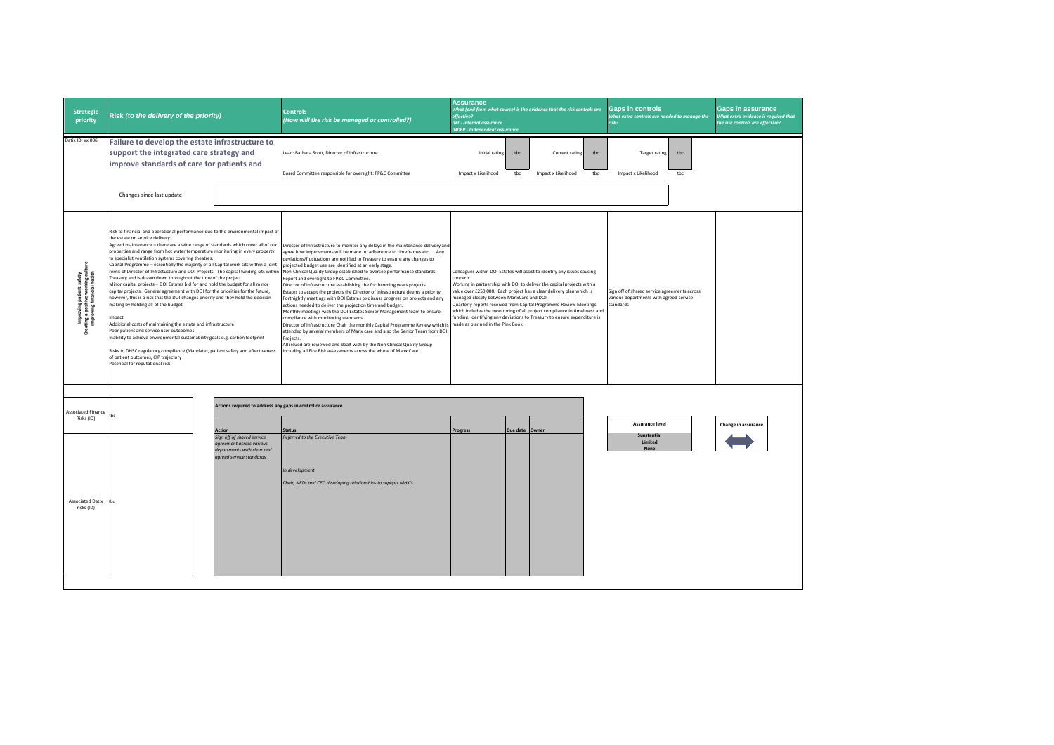| Strategic priority | Risk *(to the delivery of the priority)* | Controls *(How will the risk be managed or controlled?)* | Assurance *What (and from what source) is the evidence that the risk controls are effective? INT - Internal assurance INDEP - Independent assurance* | Gaps in controls *What extra controls are needed to manage the risk?* | Gaps in assurance *What extra evidence is required that the risk controls are effective?* |
|---|---|---|---|---|---|
| Datix ID: xx.006 | **Failure to develop the estate infrastructure to support the integrated care strategy and improve standards of care for patients and** | Lead: Barbara Scott, Director of Infrastructure<br><br>Board Committee responsible for oversight: FP&C Committee | Initial rating: tbc<br>Impact x Likelihood: tbc<br>Current rating: tbc<br>Impact x Likelihood: tbc | Target rating: tbc<br>Impact x Likelihood: tbc | |
| | Changes since last update | | | | |
| Improving patient safety<br>Creating a positive working culture<br>Improving financial health | Risk to financial and operational performance due to the environmental impact of the estate on service delivery.<br>Agreed maintenance – there are a wide range of standards which cover all of our properties and range from hot water temperature monitoring in every property, to specialist ventilation systems covering theatres.<br>Capital Programme – essentially the majority of all Capital work sits within a joint remit of Director of Infrastructure and DOI Projects. The capital funding sits within Treasury and is drawn down throughout the time of the project.<br>Minor capital projects – DOI Estates bid for and hold the budget for all minor capital projects. General agreement with DOI for the priorities for the future, however, this is a risk that the DOI changes priority and they hold the decision making by holding all of the budget.<br><br>Impact<br>Additional costs of maintaining the estate and infrastructure<br>Poor patient and service user outcomes<br>Inability to achieve environmental sustainability goals e.g. carbon footprint<br><br>Risks to DHSC regulatory compliance (Mandate), patient safety and effectiveness of patient outcomes, CIP trajectory<br>Potential for reputational risk | Director of Infrastructure to monitor any delays in the maintenance delivery and agree how improvments will be made in adherence to timeframes etc. Any deviations/fluctuations are notified to Treasury to ensure any changes to projected budget use are identified at an early stage.<br>Non-Clinical Quality Group established to oversee performance standards. Report and oversight to FP&C Committee.<br>Director of Infrastructure establishing the forthcoming years projects. Estates to accept the projects the Director of Infrastructure deems a priority.<br>Fortnightly meetings with DOI Estates to discuss progress on projects and any actions needed to deliver the project on time and budget.<br>Monthly meetings with the DOI Estates Senior Management team to ensure compliance with monitoring standards.<br>Director of Infrastructure Chair the monthly Capital Programme Review which is attended by several members of Manx care and also the Senior Team from DOI Projects.<br>All issued are reviewed and dealt with by the Non Clinical Quality Group including all Fire Risk assessments across the whole of Manx Care. | Colleagues within DOI Estates will assist to identify any issues causing concern.<br>Working in partnership with DOI to deliver the capital projects with a value over £250,000. Each project has a clear delivery plan which is managed closely between ManxCare and DOI.<br>Quarterly reports received from Capital Programme Review Meetings which includes the monitoring of all project compliance in timeliness and funding, identifying any deviations to Treasury to ensure expenditure is made as planned in the Pink Book. | Sign off of shared service agreements across various departments with agreed service standards | |

Associated Finance Risks (ID): tbc

Associated Datix risks (ID): tbc

**Actions required to address any gaps in control or assurance**

| Action | Status | Progress | Due date | Owner |
|---|---|---|---|---|
| *Sign off of shared service agreement across various departments with clear and agreed service standards* | *Referred to the Executive Team*<br><br>*In development*<br><br>*Chair, NEDs and CEO developing relationships to supoprt MHK's* | | | |

| Assurance level |
|---|
| Sunstantial |
| Limited |
| None |

**Change in assurance**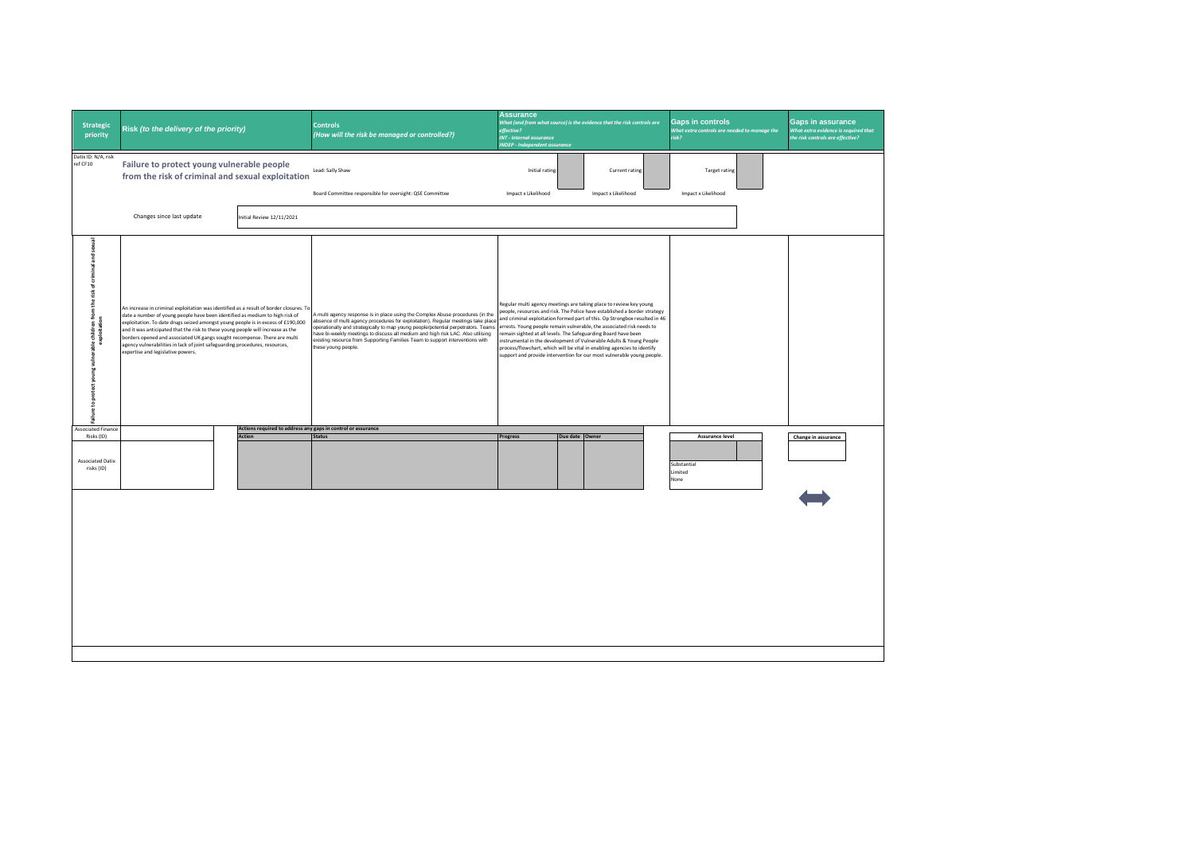| Strategic priority | Risk *(to the delivery of the priority)* | Controls *(How will the risk be managed or controlled?)* | Assurance *What (and from what source) is the evidence that the risk controls are effective? INT - Internal assurance INDEP - Independent assurance* | Gaps in controls *What extra controls are needed to manage the risk?* | Gaps in assurance *What extra evidence is required that the risk controls are effective?* |
|---|---|---|---|---|---|

Datix ID: N/A, risk ref CF10

## Failure to protect young vulnerable people from the risk of criminal and sexual exploitation

Lead: Sally Shaw

Board Committee responsible for oversight: QSE Committee

| Initial rating | Current rating | Target rating |
|---|---|---|
| Impact x Likelihood | Impact x Likelihood | Impact x Likelihood |

Changes since last update: Initial Review 12/11/2021

| Strategic priority | Risk | Controls | Assurance | Gaps in controls | Gaps in assurance |
|---|---|---|---|---|---|
| Failure to protect young vulnerable children from the risk of criminal and sexual exploitation | An increase in criminal exploitation was identified as a result of border closures. To date a number of young people have been identified as medium to high risk of exploitation. To date drugs seized amongst young people is in excess of £190,000 and it was anticipated that the risk to these young people will increase as the borders opened and associated UK gangs sought recompense. There are multi agency vulnerabilities in lack of joint safeguarding procedures, resources, expertise and legislative powers. | A multi agency response is in place using the Complex Abuse procedures (in the absence of multi agency procedures for exploitation). Regular meetings take place operationally and strategically to map young people/potential perpetrators. Teams have bi-weekly meetings to discuss all medium and high risk LAC. Also utilising existing resource from Supporting Families Team to support interventions with these young people. | Regular multi agency meetings are taking place to review key young people, resources and risk. The Police have established a border strategy and criminal exploitation formed part of this. Op Strongbox resulted in 46 arrests. Young people remain vulnerable, the associated risk needs to remain sighted at all levels. The Safeguarding Board have been instrumental in the development of Vulnerable Adults & Young People process/flowchart, which will be vital in enabling agencies to identify support and provide intervention for our most vulnerable young people. | | |

Associated Finance Risks (ID)

Associated Datix risks (ID)

**Actions required to address any gaps in control or assurance**

| Action | Status | Progress | Due date | Owner |
|---|---|---|---|---|
| | | | | |

| Assurance level |
|---|
| Substantial |
| Limited |
| None |

| Change in assurance |
|---|
| ⟷ |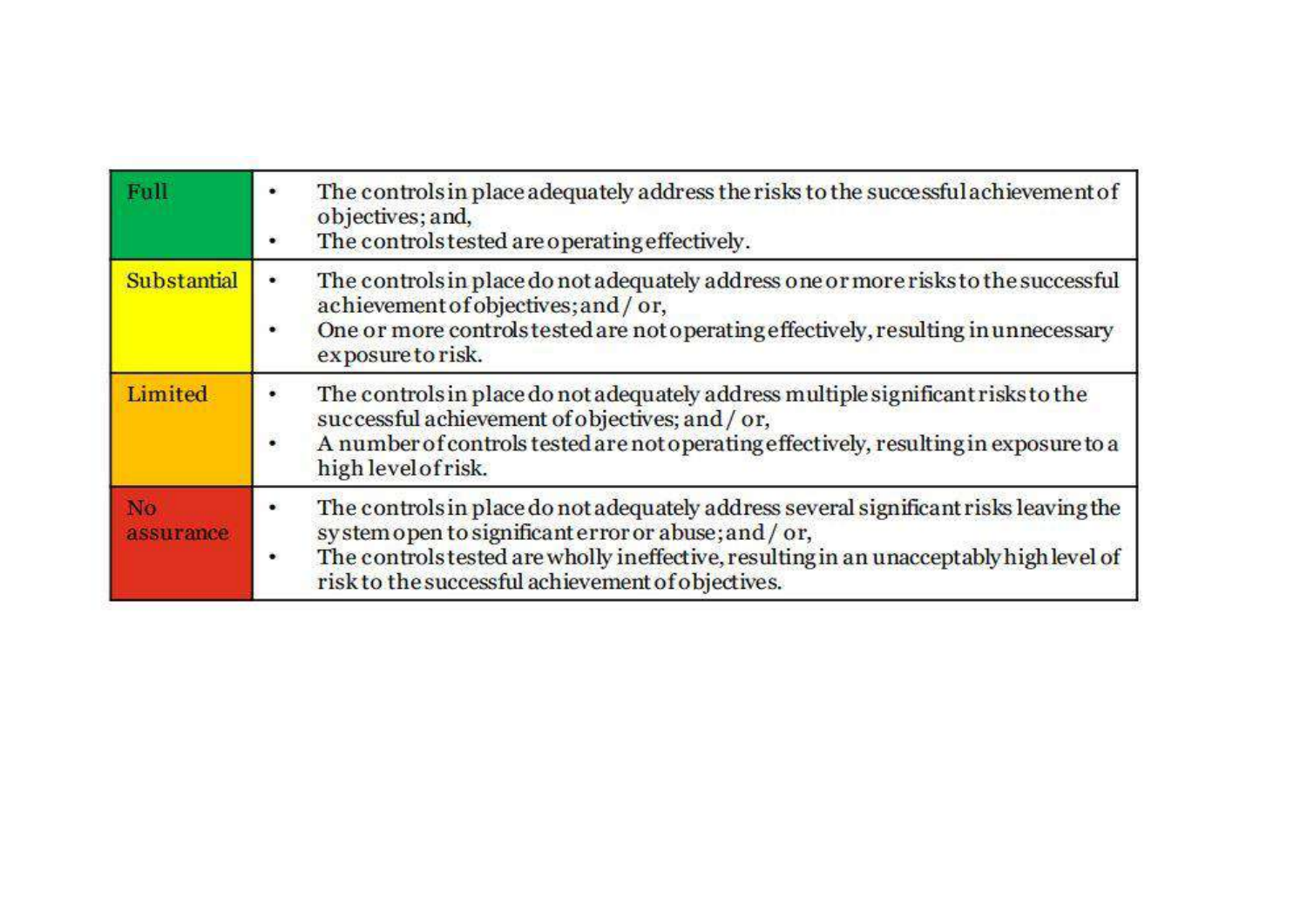| | |
|---|---|
| Full | • The controls in place adequately address the risks to the successful achievement of objectives; and,<br>• The controls tested are operating effectively. |
| Substantial | • The controls in place do not adequately address one or more risks to the successful achievement of objectives; and / or,<br>• One or more controls tested are not operating effectively, resulting in unnecessary exposure to risk. |
| Limited | • The controls in place do not adequately address multiple significant risks to the successful achievement of objectives; and / or,<br>• A number of controls tested are not operating effectively, resulting in exposure to a high level of risk. |
| No assurance | • The controls in place do not adequately address several significant risks leaving the system open to significant error or abuse; and / or,<br>• The controls tested are wholly ineffective, resulting in an unacceptably high level of risk to the successful achievement of objectives. |